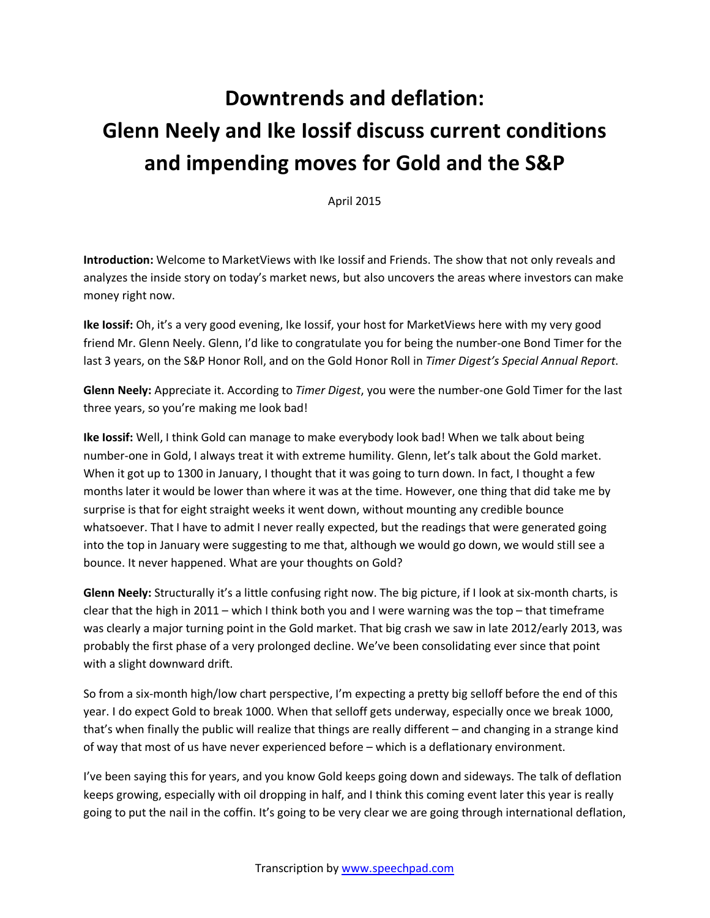# Downtrends and deflation: Glenn Neely and Ike Iossif discuss current conditions and impending moves for Gold and the S&P

April 2015

**Introduction:** Welcome to MarketViews with Ike Iossif and Friends. The show that not only reveals and analyzes the inside story on today's market news, but also uncovers the areas where investors can make money right now.

**Ike Iossif:** Oh, it's a very good evening, Ike Iossif, your host for MarketViews here with my very good friend Mr. Glenn Neely. Glenn, I'd like to congratulate you for being the number-one Bond Timer for the last 3 years, on the S&P Honor Roll, and on the Gold Honor Roll in *Timer Digest's Special Annual Report*.

**Glenn Neely:** Appreciate it. According to *Timer Digest*, you were the number-one Gold Timer for the last three years, so you're making me look bad!

**Ike Iossif:** Well, I think Gold can manage to make everybody look bad! When we talk about being number-one in Gold, I always treat it with extreme humility. Glenn, let's talk about the Gold market. When it got up to 1300 in January, I thought that it was going to turn down. In fact, I thought a few months later it would be lower than where it was at the time. However, one thing that did take me by surprise is that for eight straight weeks it went down, without mounting any credible bounce whatsoever. That I have to admit I never really expected, but the readings that were generated going into the top in January were suggesting to me that, although we would go down, we would still see a bounce. It never happened. What are your thoughts on Gold?

**Glenn Neely:** Structurally it's a little confusing right now. The big picture, if I look at six-month charts, is clear that the high in 2011 – which I think both you and I were warning was the top – that timeframe was clearly a major turning point in the Gold market. That big crash we saw in late 2012/early 2013, was probably the first phase of a very prolonged decline. We've been consolidating ever since that point with a slight downward drift.

So from a six-month high/low chart perspective, I'm expecting a pretty big selloff before the end of this year. I do expect Gold to break 1000. When that selloff gets underway, especially once we break 1000, that's when finally the public will realize that things are really different – and changing in a strange kind of way that most of us have never experienced before – which is a deflationary environment.

I've been saying this for years, and you know Gold keeps going down and sideways. The talk of deflation keeps growing, especially with oil dropping in half, and I think this coming event later this year is really going to put the nail in the coffin. It's going to be very clear we are going through international deflation,

Transcription by www.speechpad.com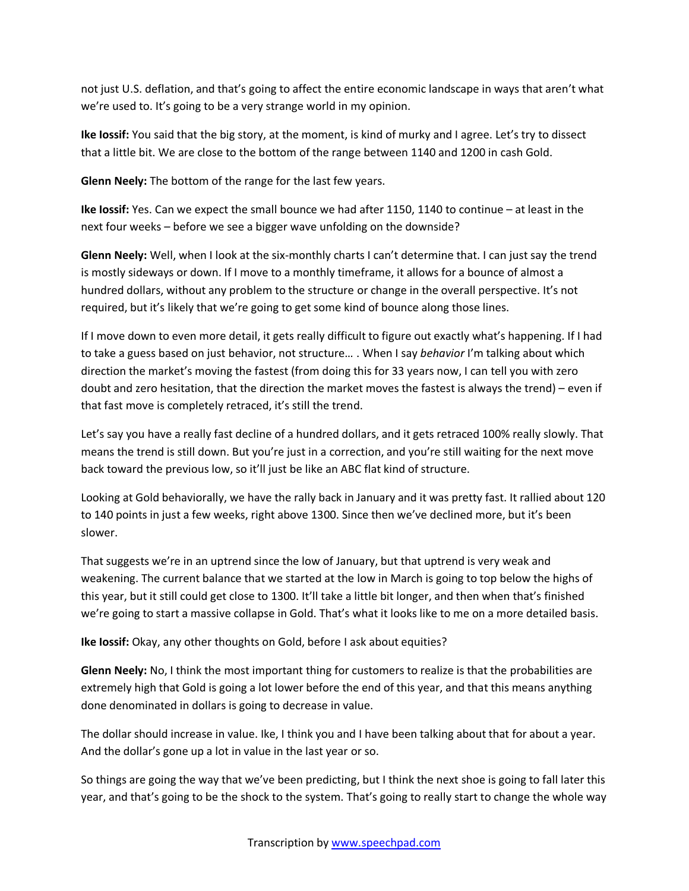not just U.S. deflation, and that's going to affect the entire economic landscape in ways that aren't what we're used to. It's going to be a very strange world in my opinion.

**Ike Iossif:** You said that the big story, at the moment, is kind of murky and I agree. Let's try to dissect that a little bit. We are close to the bottom of the range between 1140 and 1200 in cash Gold.

**Glenn Neely:** The bottom of the range for the last few years.

**Ike Iossif:** Yes. Can we expect the small bounce we had after 1150, 1140 to continue – at least in the next four weeks – before we see a bigger wave unfolding on the downside?

**Glenn Neely:** Well, when I look at the six-monthly charts I can't determine that. I can just say the trend is mostly sideways or down. If I move to a monthly timeframe, it allows for a bounce of almost a hundred dollars, without any problem to the structure or change in the overall perspective. It's not required, but it's likely that we're going to get some kind of bounce along those lines.

If I move down to even more detail, it gets really difficult to figure out exactly what's happening. If I had to take a guess based on just behavior, not structure… . When I say *behavior* I'm talking about which direction the market's moving the fastest (from doing this for 33 years now, I can tell you with zero doubt and zero hesitation, that the direction the market moves the fastest is always the trend) – even if that fast move is completely retraced, it's still the trend.

Let's say you have a really fast decline of a hundred dollars, and it gets retraced 100% really slowly. That means the trend is still down. But you're just in a correction, and you're still waiting for the next move back toward the previous low, so it'll just be like an ABC flat kind of structure.

Looking at Gold behaviorally, we have the rally back in January and it was pretty fast. It rallied about 120 to 140 points in just a few weeks, right above 1300. Since then we've declined more, but it's been slower.

That suggests we're in an uptrend since the low of January, but that uptrend is very weak and weakening. The current balance that we started at the low in March is going to top below the highs of this year, but it still could get close to 1300. It'll take a little bit longer, and then when that's finished we're going to start a massive collapse in Gold. That's what it looks like to me on a more detailed basis.

**Ike Iossif:** Okay, any other thoughts on Gold, before I ask about equities?

**Glenn Neely:** No, I think the most important thing for customers to realize is that the probabilities are extremely high that Gold is going a lot lower before the end of this year, and that this means anything done denominated in dollars is going to decrease in value.

The dollar should increase in value. Ike, I think you and I have been talking about that for about a year. And the dollar's gone up a lot in value in the last year or so.

So things are going the way that we've been predicting, but I think the next shoe is going to fall later this year, and that's going to be the shock to the system. That's going to really start to change the whole way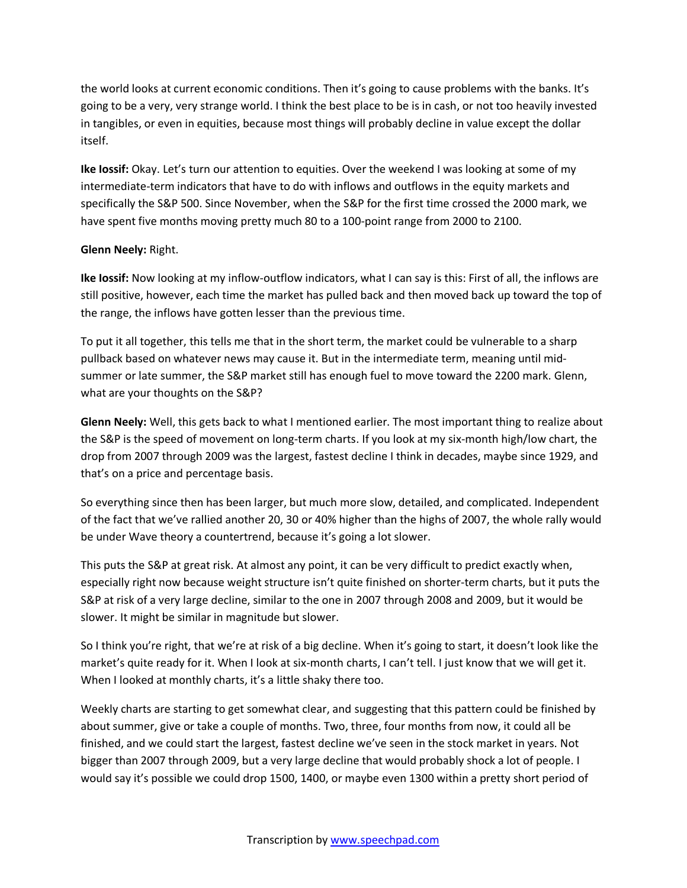the world looks at current economic conditions. Then it's going to cause problems with the banks. It's going to be a very, very strange world. I think the best place to be is in cash, or not too heavily invested in tangibles, or even in equities, because most things will probably decline in value except the dollar itself.

**Ike Iossif:** Okay. Let's turn our attention to equities. Over the weekend I was looking at some of my intermediate-term indicators that have to do with inflows and outflows in the equity markets and specifically the S&P 500. Since November, when the S&P for the first time crossed the 2000 mark, we have spent five months moving pretty much 80 to a 100-point range from 2000 to 2100.

**Glenn Neely:** Right.

**Ike Iossif:** Now looking at my inflow-outflow indicators, what I can say is this: First of all, the inflows are still positive, however, each time the market has pulled back and then moved back up toward the top of the range, the inflows have gotten lesser than the previous time.

To put it all together, this tells me that in the short term, the market could be vulnerable to a sharp pullback based on whatever news may cause it. But in the intermediate term, meaning until mid-summer or late summer, the S&P market still has enough fuel to move toward the 2200 mark. Glenn, what are your thoughts on the S&P?

**Glenn Neely:** Well, this gets back to what I mentioned earlier. The most important thing to realize about the S&P is the speed of movement on long-term charts. If you look at my six-month high/low chart, the drop from 2007 through 2009 was the largest, fastest decline I think in decades, maybe since 1929, and that's on a price and percentage basis.

So everything since then has been larger, but much more slow, detailed, and complicated. Independent of the fact that we've rallied another 20, 30 or 40% higher than the highs of 2007, the whole rally would be under Wave theory a countertrend, because it's going a lot slower.

This puts the S&P at great risk. At almost any point, it can be very difficult to predict exactly when, especially right now because weight structure isn't quite finished on shorter-term charts, but it puts the S&P at risk of a very large decline, similar to the one in 2007 through 2008 and 2009, but it would be slower. It might be similar in magnitude but slower.

So I think you're right, that we're at risk of a big decline. When it's going to start, it doesn't look like the market's quite ready for it. When I look at six-month charts, I can't tell. I just know that we will get it. When I looked at monthly charts, it's a little shaky there too.

Weekly charts are starting to get somewhat clear, and suggesting that this pattern could be finished by about summer, give or take a couple of months. Two, three, four months from now, it could all be finished, and we could start the largest, fastest decline we've seen in the stock market in years. Not bigger than 2007 through 2009, but a very large decline that would probably shock a lot of people. I would say it's possible we could drop 1500, 1400, or maybe even 1300 within a pretty short period of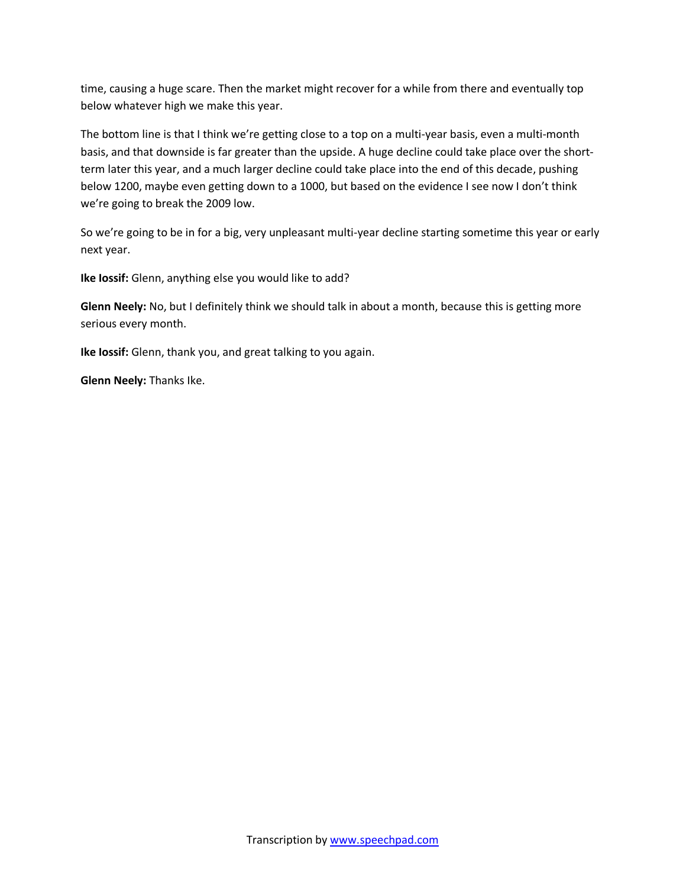time, causing a huge scare. Then the market might recover for a while from there and eventually top below whatever high we make this year.

The bottom line is that I think we're getting close to a top on a multi-year basis, even a multi-month basis, and that downside is far greater than the upside. A huge decline could take place over the short-term later this year, and a much larger decline could take place into the end of this decade, pushing below 1200, maybe even getting down to a 1000, but based on the evidence I see now I don't think we're going to break the 2009 low.

So we're going to be in for a big, very unpleasant multi-year decline starting sometime this year or early next year.

**Ike Iossif:** Glenn, anything else you would like to add?

**Glenn Neely:** No, but I definitely think we should talk in about a month, because this is getting more serious every month.

**Ike Iossif:** Glenn, thank you, and great talking to you again.

**Glenn Neely:** Thanks Ike.

Transcription by www.speechpad.com